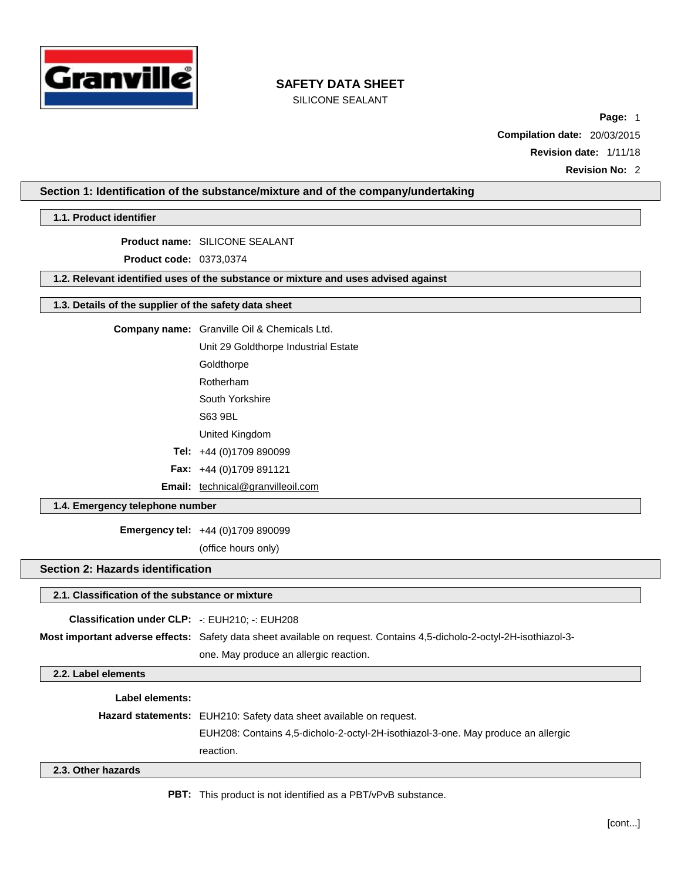# SAFETY DATA SHEET

SILICONE SEALANT

**Compilation date:** 20/03/2015

**Revision date:** 1/11/18

**Revision No:** 2

## Section 1: Identification of the substance/mixture and of the company/undertaking

### 1.1. Product identifier

**Product name:** SILICONE SEALANT

**Product code:** 0373,0374

### 1.2. Relevant identified uses of the substance or mixture and uses advised against

### 1.3. Details of the supplier of the safety data sheet

**Company name:** Granville Oil & Chemicals Ltd.
Unit 29 Goldthorpe Industrial Estate
Goldthorpe
Rotherham
South Yorkshire
S63 9BL
United Kingdom

**Tel:** +44 (0)1709 890099

**Fax:** +44 (0)1709 891121

**Email:** technical@granvilleoil.com

### 1.4. Emergency telephone number

**Emergency tel:** +44 (0)1709 890099
(office hours only)

## Section 2: Hazards identification

### 2.1. Classification of the substance or mixture

**Classification under CLP:** -: EUH210; -: EUH208

**Most important adverse effects:** Safety data sheet available on request. Contains 4,5-dicholo-2-octyl-2H-isothiazol-3-one. May produce an allergic reaction.

### 2.2. Label elements

**Label elements:**

**Hazard statements:** EUH210: Safety data sheet available on request.
EUH208: Contains 4,5-dicholo-2-octyl-2H-isothiazol-3-one. May produce an allergic reaction.

### 2.3. Other hazards

**PBT:** This product is not identified as a PBT/vPvB substance.

[cont...]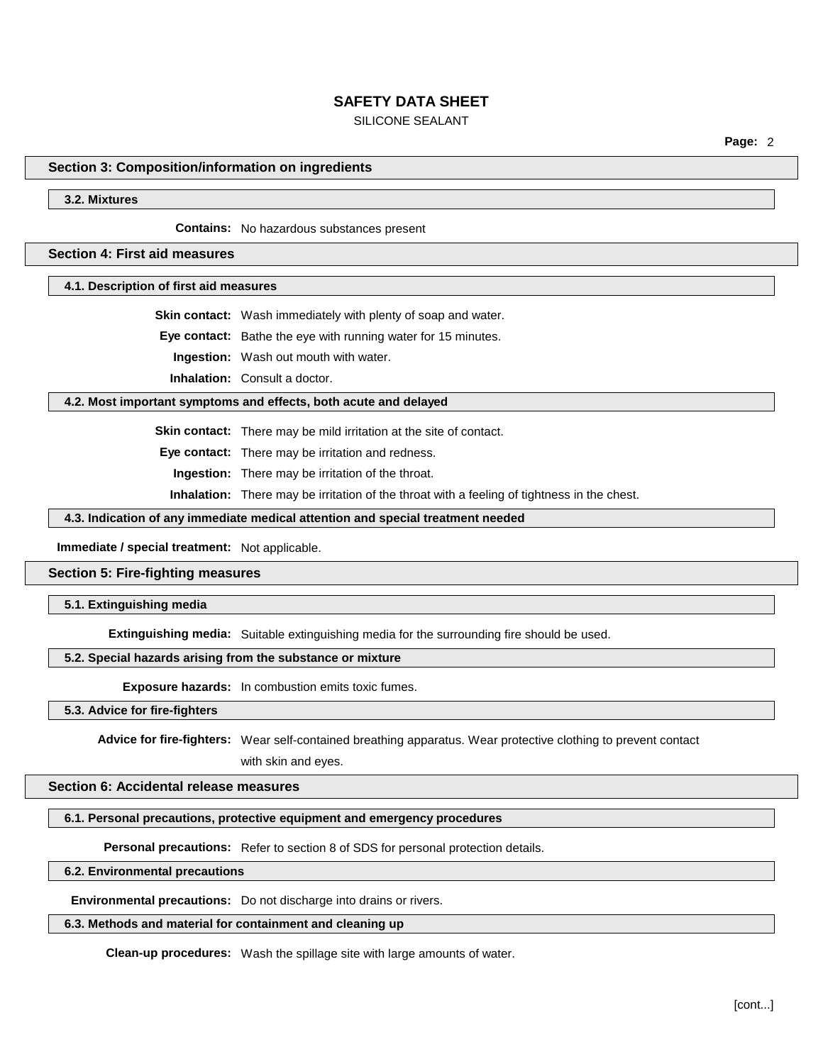## Section 3: Composition/information on ingredients

### 3.2. Mixtures

**Contains:** No hazardous substances present

## Section 4: First aid measures

### 4.1. Description of first aid measures

**Skin contact:** Wash immediately with plenty of soap and water.

**Eye contact:** Bathe the eye with running water for 15 minutes.

**Ingestion:** Wash out mouth with water.

**Inhalation:** Consult a doctor.

### 4.2. Most important symptoms and effects, both acute and delayed

**Skin contact:** There may be mild irritation at the site of contact.

**Eye contact:** There may be irritation and redness.

**Ingestion:** There may be irritation of the throat.

**Inhalation:** There may be irritation of the throat with a feeling of tightness in the chest.

### 4.3. Indication of any immediate medical attention and special treatment needed

**Immediate / special treatment:** Not applicable.

## Section 5: Fire-fighting measures

### 5.1. Extinguishing media

**Extinguishing media:** Suitable extinguishing media for the surrounding fire should be used.

### 5.2. Special hazards arising from the substance or mixture

**Exposure hazards:** In combustion emits toxic fumes.

### 5.3. Advice for fire-fighters

**Advice for fire-fighters:** Wear self-contained breathing apparatus. Wear protective clothing to prevent contact with skin and eyes.

## Section 6: Accidental release measures

### 6.1. Personal precautions, protective equipment and emergency procedures

**Personal precautions:** Refer to section 8 of SDS for personal protection details.

### 6.2. Environmental precautions

**Environmental precautions:** Do not discharge into drains or rivers.

### 6.3. Methods and material for containment and cleaning up

**Clean-up procedures:** Wash the spillage site with large amounts of water.

[cont...]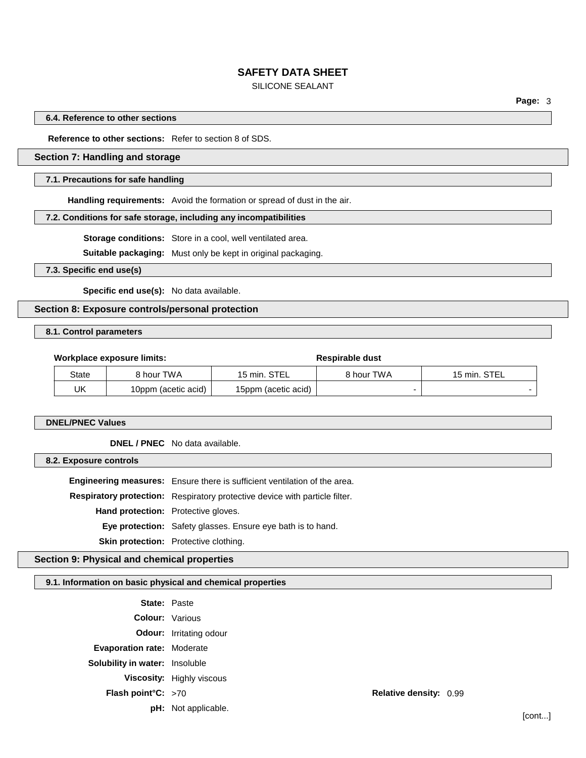### 6.4. Reference to other sections

**Reference to other sections:** Refer to section 8 of SDS.

## Section 7: Handling and storage

### 7.1. Precautions for safe handling

**Handling requirements:** Avoid the formation or spread of dust in the air.

### 7.2. Conditions for safe storage, including any incompatibilities

**Storage conditions:** Store in a cool, well ventilated area.

**Suitable packaging:** Must only be kept in original packaging.

### 7.3. Specific end use(s)

**Specific end use(s):** No data available.

## Section 8: Exposure controls/personal protection

### 8.1. Control parameters

**Workplace exposure limits:**

| | | | Respirable dust | |
|---|---|---|---|---|
| State | 8 hour TWA | 15 min. STEL | 8 hour TWA | 15 min. STEL |
| UK | 10ppm (acetic acid) | 15ppm (acetic acid) | - | - |

### DNEL/PNEC Values

**DNEL / PNEC** No data available.

### 8.2. Exposure controls

**Engineering measures:** Ensure there is sufficient ventilation of the area.

**Respiratory protection:** Respiratory protective device with particle filter.

**Hand protection:** Protective gloves.

**Eye protection:** Safety glasses. Ensure eye bath is to hand.

**Skin protection:** Protective clothing.

## Section 9: Physical and chemical properties

### 9.1. Information on basic physical and chemical properties

**State:** Paste

**Colour:** Various

**Odour:** Irritating odour

**Evaporation rate:** Moderate

**Solubility in water:** Insoluble

**Viscosity:** Highly viscous

**Flash point°C:** >70

**Relative density:** 0.99

**pH:** Not applicable.

[cont...]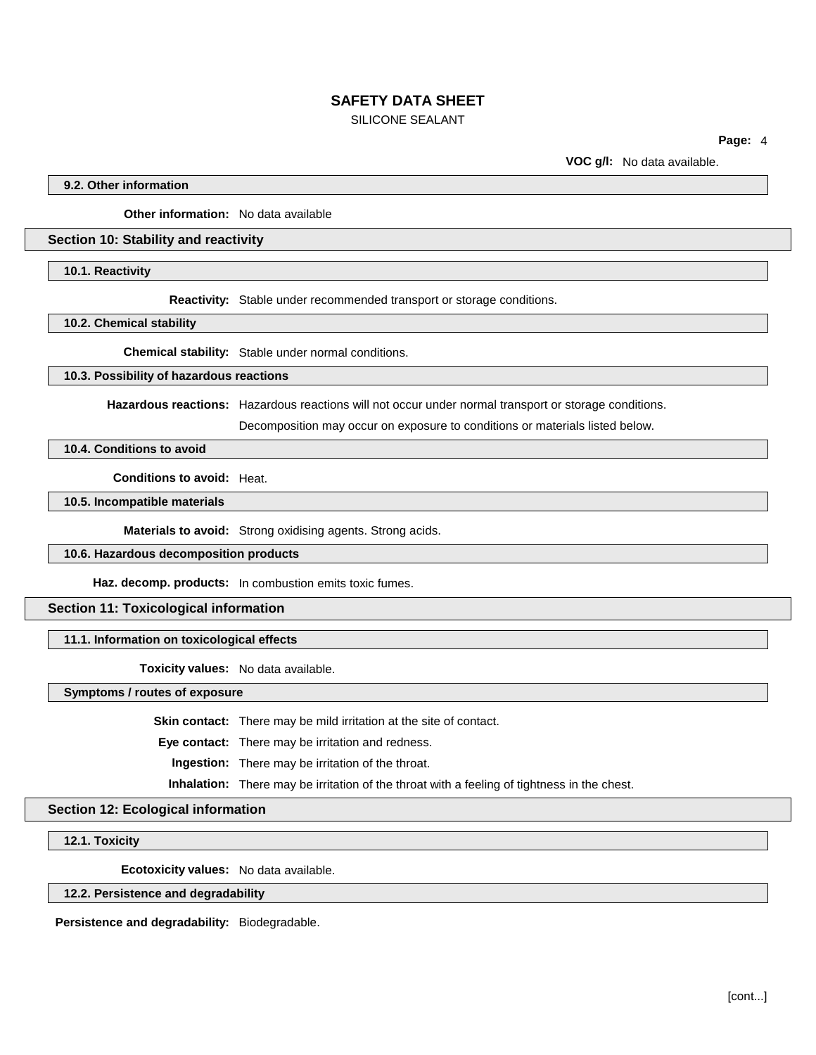**VOC g/l:** No data available.

### 9.2. Other information

**Other information:** No data available

## Section 10: Stability and reactivity

### 10.1. Reactivity

**Reactivity:** Stable under recommended transport or storage conditions.

### 10.2. Chemical stability

**Chemical stability:** Stable under normal conditions.

### 10.3. Possibility of hazardous reactions

**Hazardous reactions:** Hazardous reactions will not occur under normal transport or storage conditions.

Decomposition may occur on exposure to conditions or materials listed below.

### 10.4. Conditions to avoid

**Conditions to avoid:** Heat.

### 10.5. Incompatible materials

**Materials to avoid:** Strong oxidising agents. Strong acids.

### 10.6. Hazardous decomposition products

**Haz. decomp. products:** In combustion emits toxic fumes.

## Section 11: Toxicological information

### 11.1. Information on toxicological effects

**Toxicity values:** No data available.

### Symptoms / routes of exposure

**Skin contact:** There may be mild irritation at the site of contact.

**Eye contact:** There may be irritation and redness.

**Ingestion:** There may be irritation of the throat.

**Inhalation:** There may be irritation of the throat with a feeling of tightness in the chest.

## Section 12: Ecological information

### 12.1. Toxicity

**Ecotoxicity values:** No data available.

### 12.2. Persistence and degradability

**Persistence and degradability:** Biodegradable.

[cont...]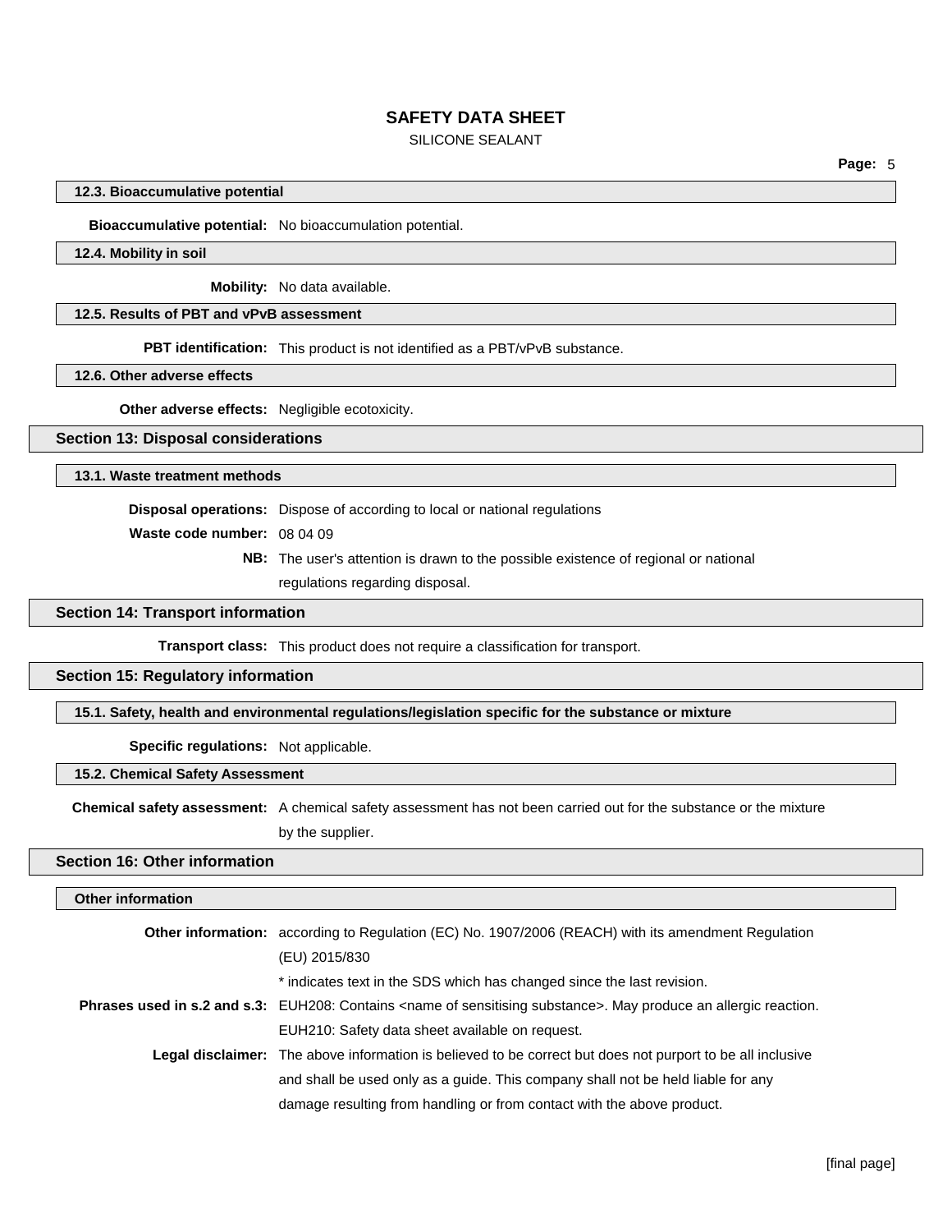### 12.3. Bioaccumulative potential

**Bioaccumulative potential:** No bioaccumulation potential.

### 12.4. Mobility in soil

**Mobility:** No data available.

### 12.5. Results of PBT and vPvB assessment

**PBT identification:** This product is not identified as a PBT/vPvB substance.

### 12.6. Other adverse effects

**Other adverse effects:** Negligible ecotoxicity.

## Section 13: Disposal considerations

### 13.1. Waste treatment methods

**Disposal operations:** Dispose of according to local or national regulations

**Waste code number:** 08 04 09

**NB:** The user's attention is drawn to the possible existence of regional or national regulations regarding disposal.

## Section 14: Transport information

**Transport class:** This product does not require a classification for transport.

## Section 15: Regulatory information

### 15.1. Safety, health and environmental regulations/legislation specific for the substance or mixture

**Specific regulations:** Not applicable.

### 15.2. Chemical Safety Assessment

**Chemical safety assessment:** A chemical safety assessment has not been carried out for the substance or the mixture by the supplier.

## Section 16: Other information

### Other information

**Other information:** according to Regulation (EC) No. 1907/2006 (REACH) with its amendment Regulation (EU) 2015/830

* indicates text in the SDS which has changed since the last revision.

**Phrases used in s.2 and s.3:** EUH208: Contains <name of sensitising substance>. May produce an allergic reaction.

EUH210: Safety data sheet available on request.

**Legal disclaimer:** The above information is believed to be correct but does not purport to be all inclusive and shall be used only as a guide. This company shall not be held liable for any damage resulting from handling or from contact with the above product.

[final page]